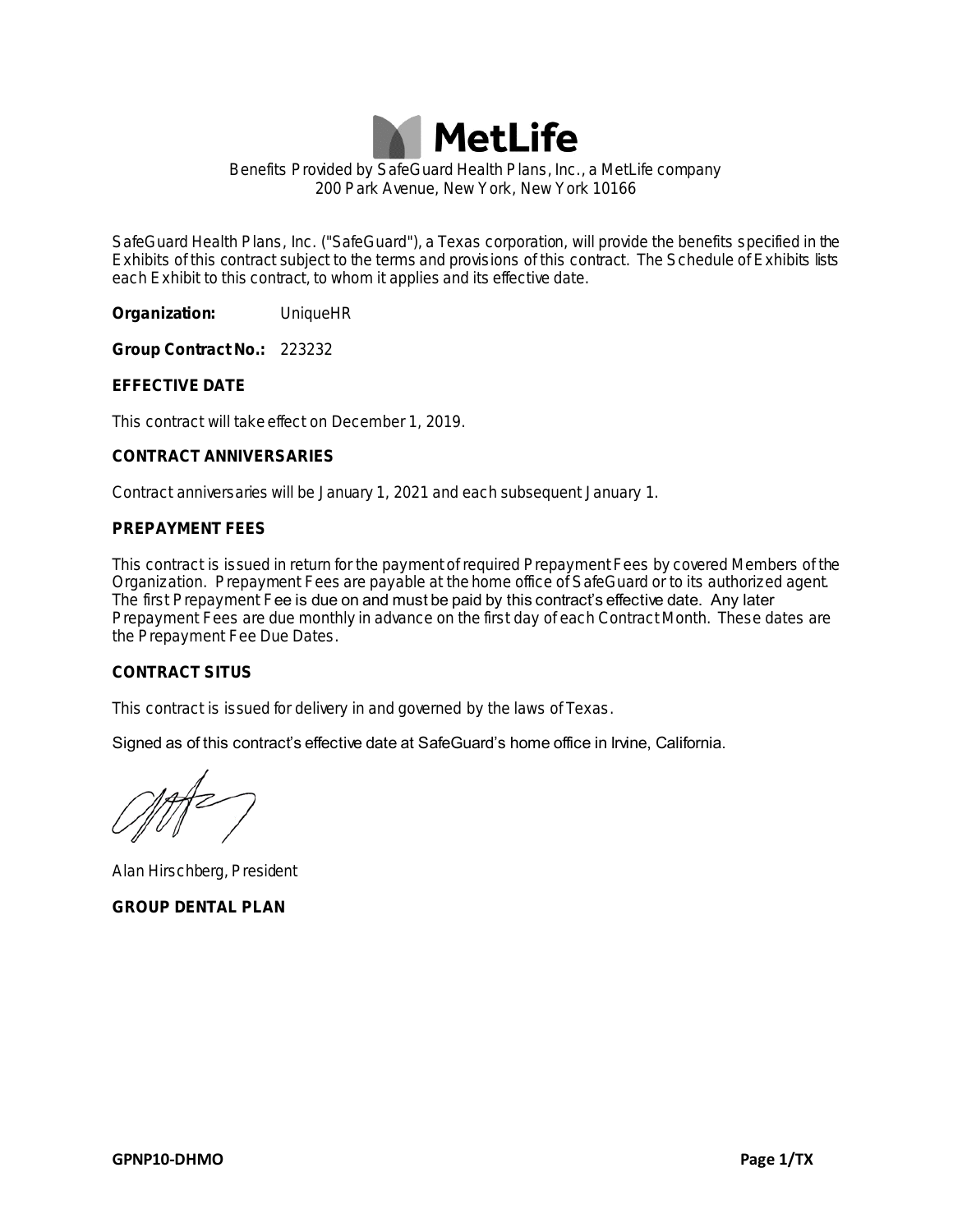# MetLife

Benefits Provided by SafeGuard Health Plans, Inc., a MetLife company
200 Park Avenue, New York, New York 10166

SafeGuard Health Plans, Inc. ("SafeGuard"), a Texas corporation, will provide the benefits specified in the Exhibits of this contract subject to the terms and provisions of this contract. The Schedule of Exhibits lists each Exhibit to this contract, to whom it applies and its effective date.

**Organization:** UniqueHR

**Group Contract No.:** 223232

## EFFECTIVE DATE

This contract will take effect on December 1, 2019.

## CONTRACT ANNIVERSARIES

Contract anniversaries will be January 1, 2021 and each subsequent January 1.

## PREPAYMENT FEES

This contract is issued in return for the payment of required Prepayment Fees by covered Members of the Organization. Prepayment Fees are payable at the home office of SafeGuard or to its authorized agent. The first Prepayment Fee is due on and must be paid by this contract's effective date. Any later Prepayment Fees are due monthly in advance on the first day of each Contract Month. These dates are the Prepayment Fee Due Dates.

## CONTRACT SITUS

This contract is issued for delivery in and governed by the laws of Texas.

Signed as of this contract's effective date at SafeGuard's home office in Irvine, California.

Alan Hirschberg, President

**GROUP DENTAL PLAN**

GPNP10-DHMO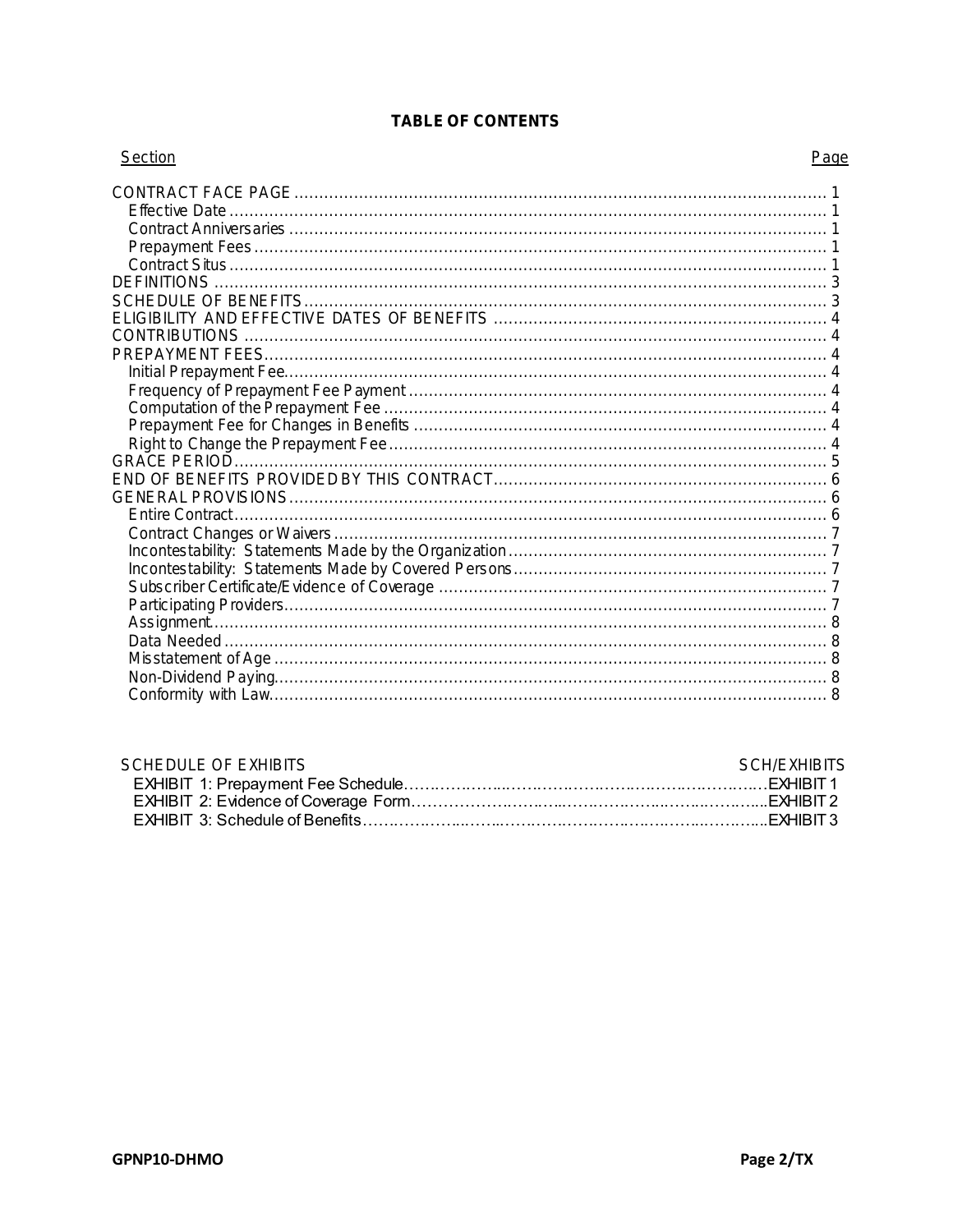# TABLE OF CONTENTS

| Section | Page |
|---|---|
| CONTRACT FACE PAGE | 1 |
| Effective Date | 1 |
| Contract Anniversaries | 1 |
| Prepayment Fees | 1 |
| Contract Situs | 1 |
| DEFINITIONS | 3 |
| SCHEDULE OF BENEFITS | 3 |
| ELIGIBILITY AND EFFECTIVE DATES OF BENEFITS | 4 |
| CONTRIBUTIONS | 4 |
| PREPAYMENT FEES | 4 |
| Initial Prepayment Fee | 4 |
| Frequency of Prepayment Fee Payment | 4 |
| Computation of the Prepayment Fee | 4 |
| Prepayment Fee for Changes in Benefits | 4 |
| Right to Change the Prepayment Fee | 4 |
| GRACE PERIOD | 5 |
| END OF BENEFITS PROVIDED BY THIS CONTRACT | 6 |
| GENERAL PROVISIONS | 6 |
| Entire Contract | 6 |
| Contract Changes or Waivers | 7 |
| Incontestability: Statements Made by the Organization | 7 |
| Incontestability: Statements Made by Covered Persons | 7 |
| Subscriber Certificate/Evidence of Coverage | 7 |
| Participating Providers | 7 |
| Assignment | 8 |
| Data Needed | 8 |
| Misstatement of Age | 8 |
| Non-Dividend Paying | 8 |
| Conformity with Law | 8 |

| SCHEDULE OF EXHIBITS | SCH/EXHIBITS |
|---|---|
| EXHIBIT 1: Prepayment Fee Schedule | EXHIBIT 1 |
| EXHIBIT 2: Evidence of Coverage Form | EXHIBIT 2 |
| EXHIBIT 3: Schedule of Benefits | EXHIBIT 3 |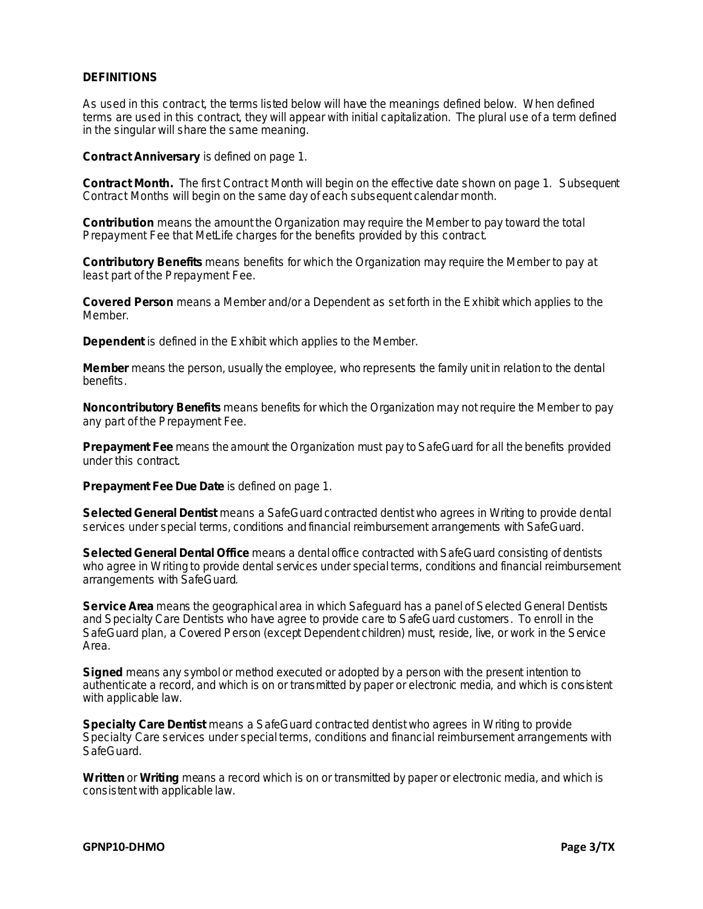## DEFINITIONS

As used in this contract, the terms listed below will have the meanings defined below. When defined terms are used in this contract, they will appear with initial capitalization. The plural use of a term defined in the singular will share the same meaning.

**Contract Anniversary** is defined on page 1.

**Contract Month.** The first Contract Month will begin on the effective date shown on page 1. Subsequent Contract Months will begin on the same day of each subsequent calendar month.

**Contribution** means the amount the Organization may require the Member to pay toward the total Prepayment Fee that MetLife charges for the benefits provided by this contract.

**Contributory Benefits** means benefits for which the Organization may require the Member to pay at least part of the Prepayment Fee.

**Covered Person** means a Member and/or a Dependent as set forth in the Exhibit which applies to the Member.

**Dependent** is defined in the Exhibit which applies to the Member.

**Member** means the person, usually the employee, who represents the family unit in relation to the dental benefits.

**Noncontributory Benefits** means benefits for which the Organization may not require the Member to pay any part of the Prepayment Fee.

**Prepayment Fee** means the amount the Organization must pay to SafeGuard for all the benefits provided under this contract.

**Prepayment Fee Due Date** is defined on page 1.

**Selected General Dentist** means a SafeGuard contracted dentist who agrees in Writing to provide dental services under special terms, conditions and financial reimbursement arrangements with SafeGuard.

**Selected General Dental Office** means a dental office contracted with SafeGuard consisting of dentists who agree in Writing to provide dental services under special terms, conditions and financial reimbursement arrangements with SafeGuard.

**Service Area** means the geographical area in which Safeguard has a panel of Selected General Dentists and Specialty Care Dentists who have agree to provide care to SafeGuard customers. To enroll in the SafeGuard plan, a Covered Person (except Dependent children) must, reside, live, or work in the Service Area.

**Signed** means any symbol or method executed or adopted by a person with the present intention to authenticate a record, and which is on or transmitted by paper or electronic media, and which is consistent with applicable law.

**Specialty Care Dentist** means a SafeGuard contracted dentist who agrees in Writing to provide Specialty Care services under special terms, conditions and financial reimbursement arrangements with SafeGuard.

**Written** or **Writing** means a record which is on or transmitted by paper or electronic media, and which is consistent with applicable law.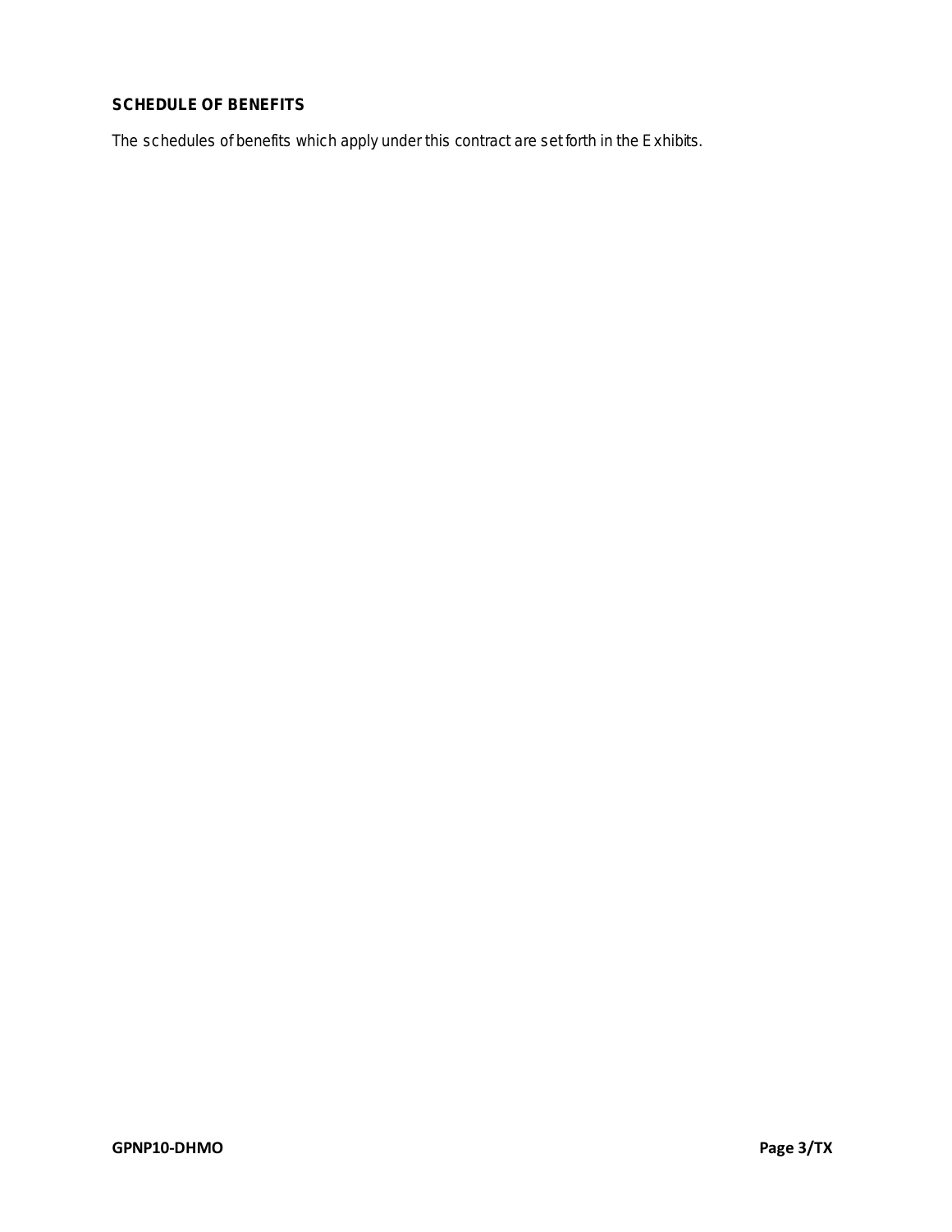## SCHEDULE OF BENEFITS

The schedules of benefits which apply under this contract are set forth in the Exhibits.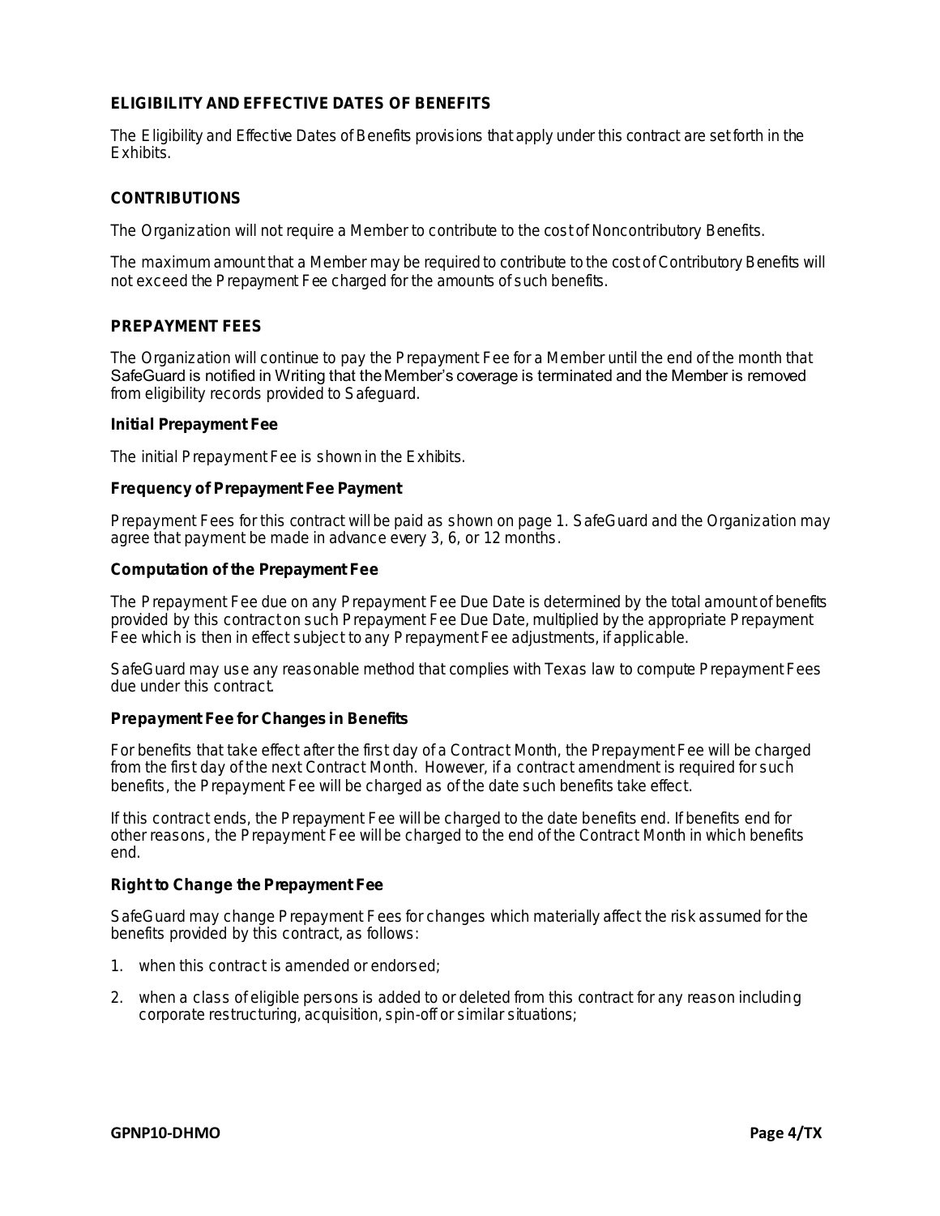## ELIGIBILITY AND EFFECTIVE DATES OF BENEFITS

The Eligibility and Effective Dates of Benefits provisions that apply under this contract are set forth in the Exhibits.

## CONTRIBUTIONS

The Organization will not require a Member to contribute to the cost of Noncontributory Benefits.

The maximum amount that a Member may be required to contribute to the cost of Contributory Benefits will not exceed the Prepayment Fee charged for the amounts of such benefits.

## PREPAYMENT FEES

The Organization will continue to pay the Prepayment Fee for a Member until the end of the month that SafeGuard is notified in Writing that the Member's coverage is terminated and the Member is removed from eligibility records provided to Safeguard.

### Initial Prepayment Fee

The initial Prepayment Fee is shown in the Exhibits.

### Frequency of Prepayment Fee Payment

Prepayment Fees for this contract will be paid as shown on page 1. SafeGuard and the Organization may agree that payment be made in advance every 3, 6, or 12 months.

### Computation of the Prepayment Fee

The Prepayment Fee due on any Prepayment Fee Due Date is determined by the total amount of benefits provided by this contract on such Prepayment Fee Due Date, multiplied by the appropriate Prepayment Fee which is then in effect subject to any Prepayment Fee adjustments, if applicable.

SafeGuard may use any reasonable method that complies with Texas law to compute Prepayment Fees due under this contract.

### Prepayment Fee for Changes in Benefits

For benefits that take effect after the first day of a Contract Month, the Prepayment Fee will be charged from the first day of the next Contract Month. However, if a contract amendment is required for such benefits, the Prepayment Fee will be charged as of the date such benefits take effect.

If this contract ends, the Prepayment Fee will be charged to the date benefits end. If benefits end for other reasons, the Prepayment Fee will be charged to the end of the Contract Month in which benefits end.

### Right to Change the Prepayment Fee

SafeGuard may change Prepayment Fees for changes which materially affect the risk assumed for the benefits provided by this contract, as follows:

1. when this contract is amended or endorsed;
2. when a class of eligible persons is added to or deleted from this contract for any reason including corporate restructuring, acquisition, spin-off or similar situations;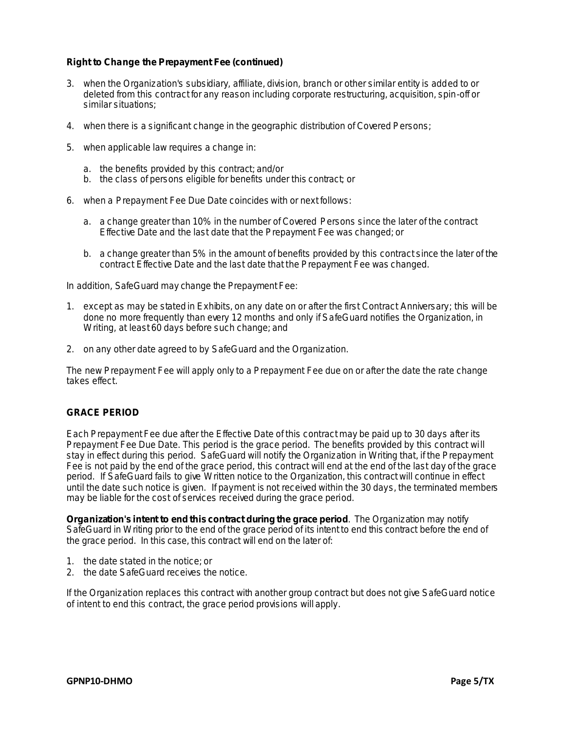**Right to Change the Prepayment Fee (continued)**

3. when the Organization's subsidiary, affiliate, division, branch or other similar entity is added to or deleted from this contract for any reason including corporate restructuring, acquisition, spin-off or similar situations;

4. when there is a significant change in the geographic distribution of Covered Persons;

5. when applicable law requires a change in:

   a. the benefits provided by this contract; and/or
   b. the class of persons eligible for benefits under this contract; or

6. when a Prepayment Fee Due Date coincides with or next follows:

   a. a change greater than 10% in the number of Covered Persons since the later of the contract Effective Date and the last date that the Prepayment Fee was changed; or

   b. a change greater than 5% in the amount of benefits provided by this contract since the later of the contract Effective Date and the last date that the Prepayment Fee was changed.

In addition, SafeGuard may change the Prepayment Fee:

1. except as may be stated in Exhibits, on any date on or after the first Contract Anniversary; this will be done no more frequently than every 12 months and only if SafeGuard notifies the Organization, in Writing, at least 60 days before such change; and

2. on any other date agreed to by SafeGuard and the Organization.

The new Prepayment Fee will apply only to a Prepayment Fee due on or after the date the rate change takes effect.

## GRACE PERIOD

Each Prepayment Fee due after the Effective Date of this contract may be paid up to 30 days after its Prepayment Fee Due Date. This period is the grace period. The benefits provided by this contract will stay in effect during this period. SafeGuard will notify the Organization in Writing that, if the Prepayment Fee is not paid by the end of the grace period, this contract will end at the end of the last day of the grace period. If SafeGuard fails to give Written notice to the Organization, this contract will continue in effect until the date such notice is given. If payment is not received within the 30 days, the terminated members may be liable for the cost of services received during the grace period.

**Organization's intent to end this contract during the grace period**. The Organization may notify SafeGuard in Writing prior to the end of the grace period of its intent to end this contract before the end of the grace period. In this case, this contract will end on the later of:

1. the date stated in the notice; or
2. the date SafeGuard receives the notice.

If the Organization replaces this contract with another group contract but does not give SafeGuard notice of intent to end this contract, the grace period provisions will apply.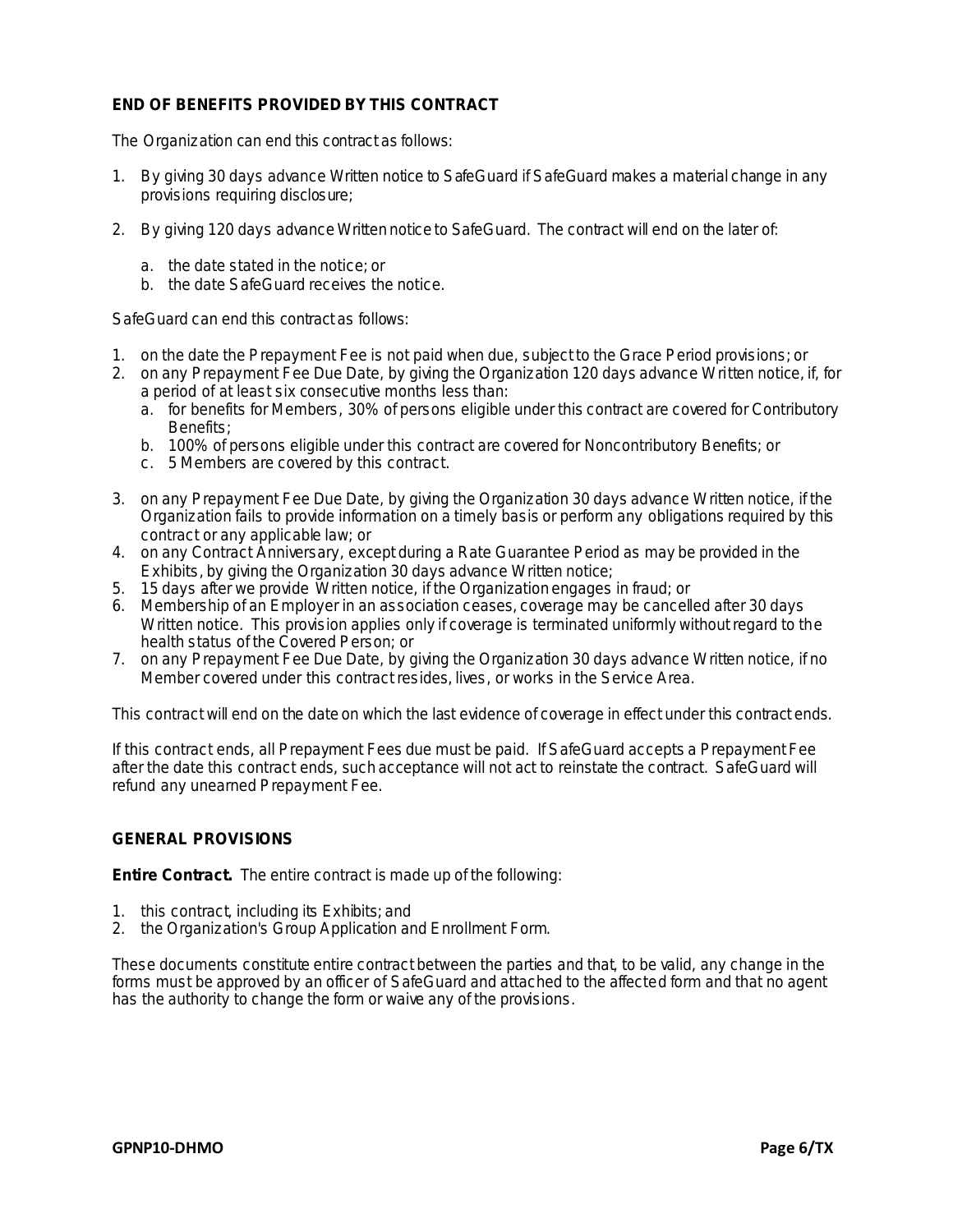## END OF BENEFITS PROVIDED BY THIS CONTRACT

The Organization can end this contract as follows:

1. By giving 30 days advance Written notice to SafeGuard if SafeGuard makes a material change in any provisions requiring disclosure;

2. By giving 120 days advance Written notice to SafeGuard. The contract will end on the later of:

   a. the date stated in the notice; or
   b. the date SafeGuard receives the notice.

SafeGuard can end this contract as follows:

1. on the date the Prepayment Fee is not paid when due, subject to the Grace Period provisions; or
2. on any Prepayment Fee Due Date, by giving the Organization 120 days advance Written notice, if, for a period of at least six consecutive months less than:
   a. for benefits for Members, 30% of persons eligible under this contract are covered for Contributory Benefits;
   b. 100% of persons eligible under this contract are covered for Noncontributory Benefits; or
   c. 5 Members are covered by this contract.
3. on any Prepayment Fee Due Date, by giving the Organization 30 days advance Written notice, if the Organization fails to provide information on a timely basis or perform any obligations required by this contract or any applicable law; or
4. on any Contract Anniversary, except during a Rate Guarantee Period as may be provided in the Exhibits, by giving the Organization 30 days advance Written notice;
5. 15 days after we provide Written notice, if the Organization engages in fraud; or
6. Membership of an Employer in an association ceases, coverage may be cancelled after 30 days Written notice. This provision applies only if coverage is terminated uniformly without regard to the health status of the Covered Person; or
7. on any Prepayment Fee Due Date, by giving the Organization 30 days advance Written notice, if no Member covered under this contract resides, lives, or works in the Service Area.

This contract will end on the date on which the last evidence of coverage in effect under this contract ends.

If this contract ends, all Prepayment Fees due must be paid. If SafeGuard accepts a Prepayment Fee after the date this contract ends, such acceptance will not act to reinstate the contract. SafeGuard will refund any unearned Prepayment Fee.

## GENERAL PROVISIONS

**Entire Contract.** The entire contract is made up of the following:

1. this contract, including its Exhibits; and
2. the Organization's Group Application and Enrollment Form.

These documents constitute entire contract between the parties and that, to be valid, any change in the forms must be approved by an officer of SafeGuard and attached to the affected form and that no agent has the authority to change the form or waive any of the provisions.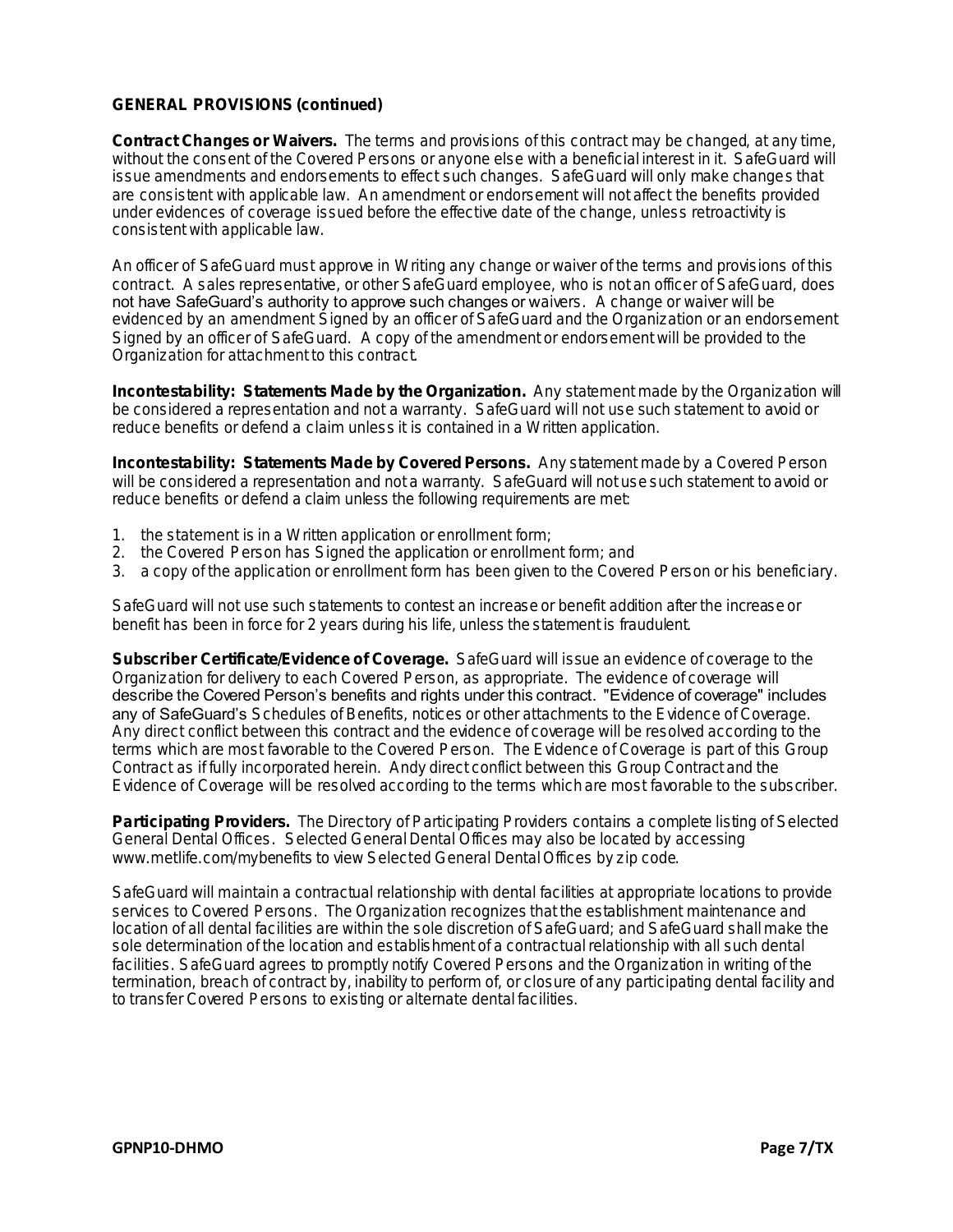**GENERAL PROVISIONS (continued)**

**Contract Changes or Waivers.** The terms and provisions of this contract may be changed, at any time, without the consent of the Covered Persons or anyone else with a beneficial interest in it. SafeGuard will issue amendments and endorsements to effect such changes. SafeGuard will only make changes that are consistent with applicable law. An amendment or endorsement will not affect the benefits provided under evidences of coverage issued before the effective date of the change, unless retroactivity is consistent with applicable law.

An officer of SafeGuard must approve in Writing any change or waiver of the terms and provisions of this contract. A sales representative, or other SafeGuard employee, who is not an officer of SafeGuard, does not have SafeGuard's authority to approve such changes or waivers. A change or waiver will be evidenced by an amendment Signed by an officer of SafeGuard and the Organization or an endorsement Signed by an officer of SafeGuard. A copy of the amendment or endorsement will be provided to the Organization for attachment to this contract.

**Incontestability: Statements Made by the Organization.** Any statement made by the Organization will be considered a representation and not a warranty. SafeGuard will not use such statement to avoid or reduce benefits or defend a claim unless it is contained in a Written application.

**Incontestability: Statements Made by Covered Persons.** Any statement made by a Covered Person will be considered a representation and not a warranty. SafeGuard will not use such statement to avoid or reduce benefits or defend a claim unless the following requirements are met:

1. the statement is in a Written application or enrollment form;
2. the Covered Person has Signed the application or enrollment form; and
3. a copy of the application or enrollment form has been given to the Covered Person or his beneficiary.

SafeGuard will not use such statements to contest an increase or benefit addition after the increase or benefit has been in force for 2 years during his life, unless the statement is fraudulent.

**Subscriber Certificate/Evidence of Coverage.** SafeGuard will issue an evidence of coverage to the Organization for delivery to each Covered Person, as appropriate. The evidence of coverage will describe the Covered Person's benefits and rights under this contract. "Evidence of coverage" includes any of SafeGuard's Schedules of Benefits, notices or other attachments to the Evidence of Coverage. Any direct conflict between this contract and the evidence of coverage will be resolved according to the terms which are most favorable to the Covered Person. The Evidence of Coverage is part of this Group Contract as if fully incorporated herein. Andy direct conflict between this Group Contract and the Evidence of Coverage will be resolved according to the terms which are most favorable to the subscriber.

**Participating Providers.** The Directory of Participating Providers contains a complete listing of Selected General Dental Offices. Selected General Dental Offices may also be located by accessing www.metlife.com/mybenefits to view Selected General Dental Offices by zip code.

SafeGuard will maintain a contractual relationship with dental facilities at appropriate locations to provide services to Covered Persons. The Organization recognizes that the establishment maintenance and location of all dental facilities are within the sole discretion of SafeGuard; and SafeGuard shall make the sole determination of the location and establishment of a contractual relationship with all such dental facilities. SafeGuard agrees to promptly notify Covered Persons and the Organization in writing of the termination, breach of contract by, inability to perform of, or closure of any participating dental facility and to transfer Covered Persons to existing or alternate dental facilities.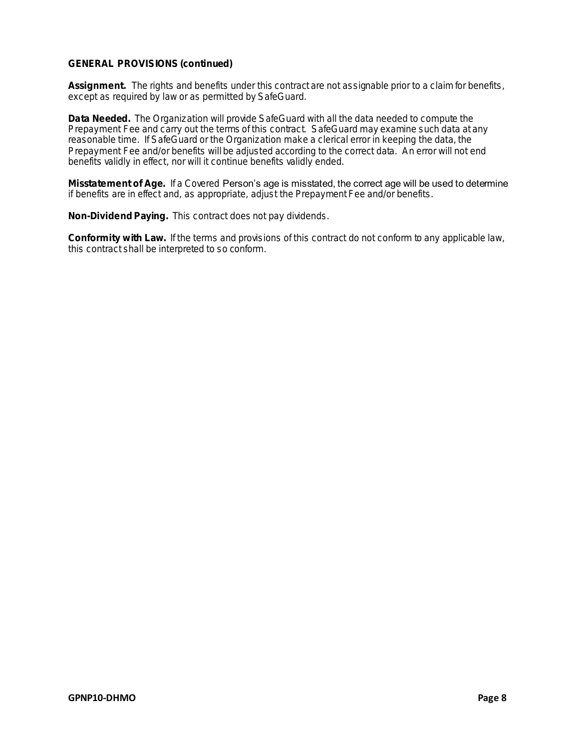**GENERAL PROVISIONS (continued)**

**Assignment.** The rights and benefits under this contract are not assignable prior to a claim for benefits, except as required by law or as permitted by SafeGuard.

**Data Needed.** The Organization will provide SafeGuard with all the data needed to compute the Prepayment Fee and carry out the terms of this contract. SafeGuard may examine such data at any reasonable time. If SafeGuard or the Organization make a clerical error in keeping the data, the Prepayment Fee and/or benefits will be adjusted according to the correct data. An error will not end benefits validly in effect, nor will it continue benefits validly ended.

**Misstatement of Age.** If a Covered Person's age is misstated, the correct age will be used to determine if benefits are in effect and, as appropriate, adjust the Prepayment Fee and/or benefits.

**Non-Dividend Paying.** This contract does not pay dividends.

**Conformity with Law.** If the terms and provisions of this contract do not conform to any applicable law, this contract shall be interpreted to so conform.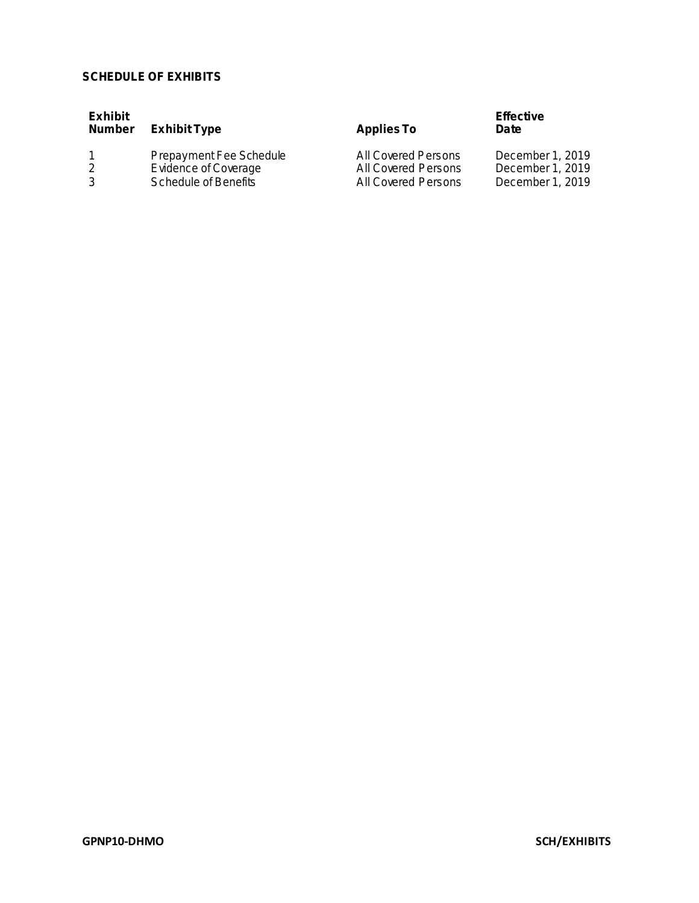## SCHEDULE OF EXHIBITS

| Exhibit Number | Exhibit Type | Applies To | Effective Date |
|---|---|---|---|
| 1 | Prepayment Fee Schedule | All Covered Persons | December 1, 2019 |
| 2 | Evidence of Coverage | All Covered Persons | December 1, 2019 |
| 3 | Schedule of Benefits | All Covered Persons | December 1, 2019 |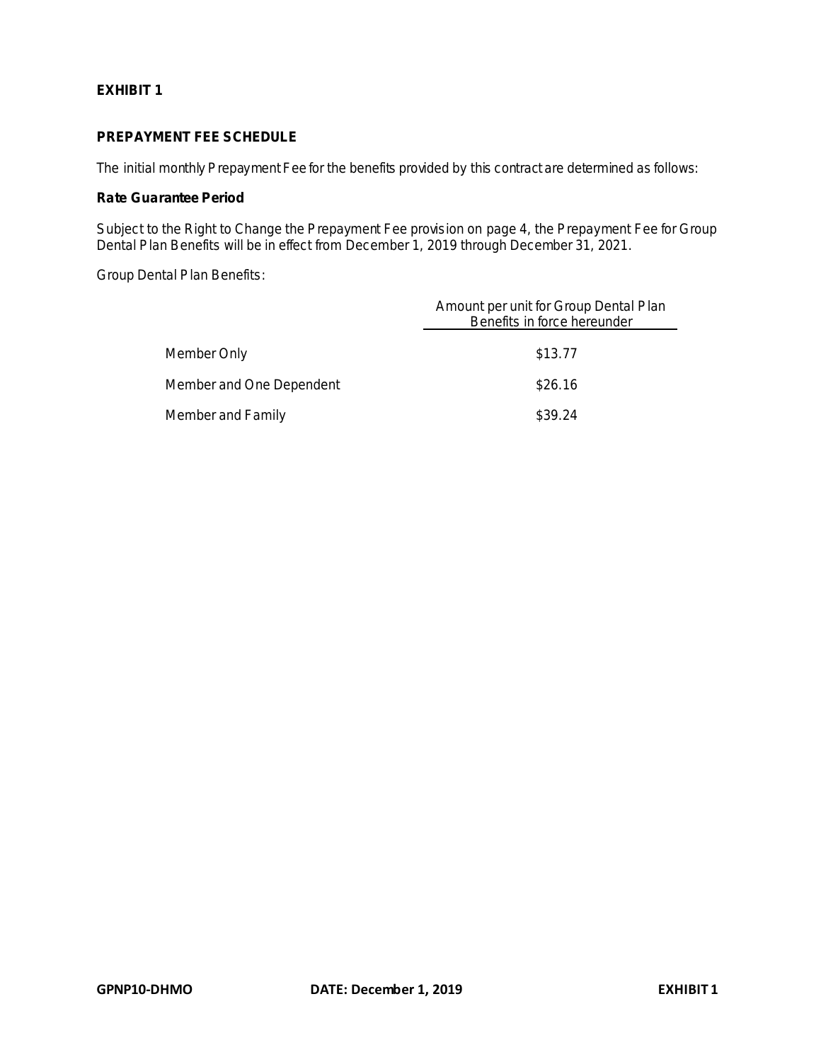## EXHIBIT 1

### PREPAYMENT FEE SCHEDULE

The initial monthly Prepayment Fee for the benefits provided by this contract are determined as follows:

**Rate Guarantee Period**

Subject to the Right to Change the Prepayment Fee provision on page 4, the Prepayment Fee for Group Dental Plan Benefits will be in effect from December 1, 2019 through December 31, 2021.

Group Dental Plan Benefits:

| | Amount per unit for Group Dental Plan Benefits in force hereunder |
|---|---|
| Member Only | $13.77 |
| Member and One Dependent | $26.16 |
| Member and Family | $39.24 |

GPNP10-DHMO DATE: December 1, 2019 EXHIBIT 1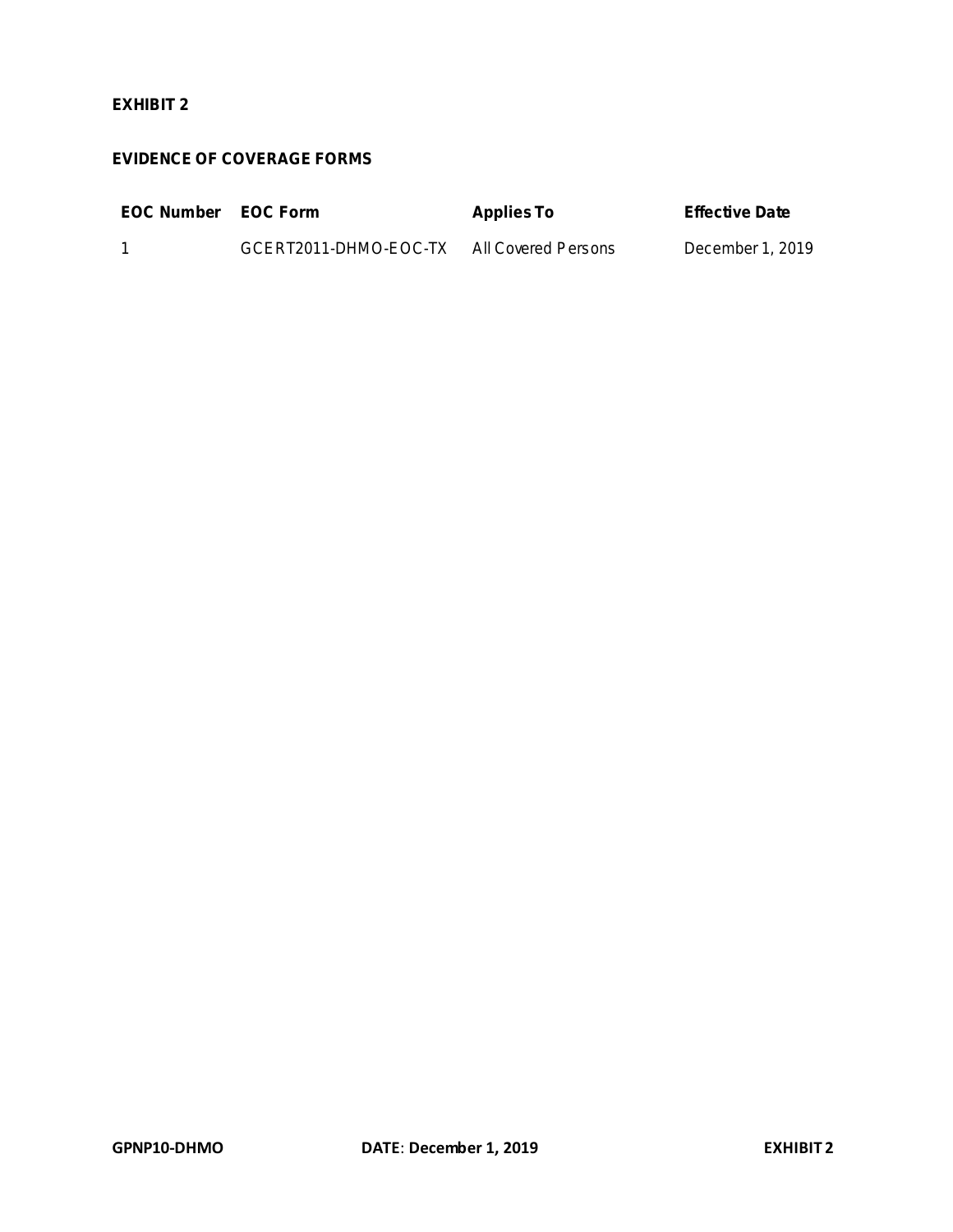**EXHIBIT 2**

**EVIDENCE OF COVERAGE FORMS**

| EOC Number | EOC Form | Applies To | Effective Date |
|---|---|---|---|
| 1 | GCERT2011-DHMO-EOC-TX | All Covered Persons | December 1, 2019 |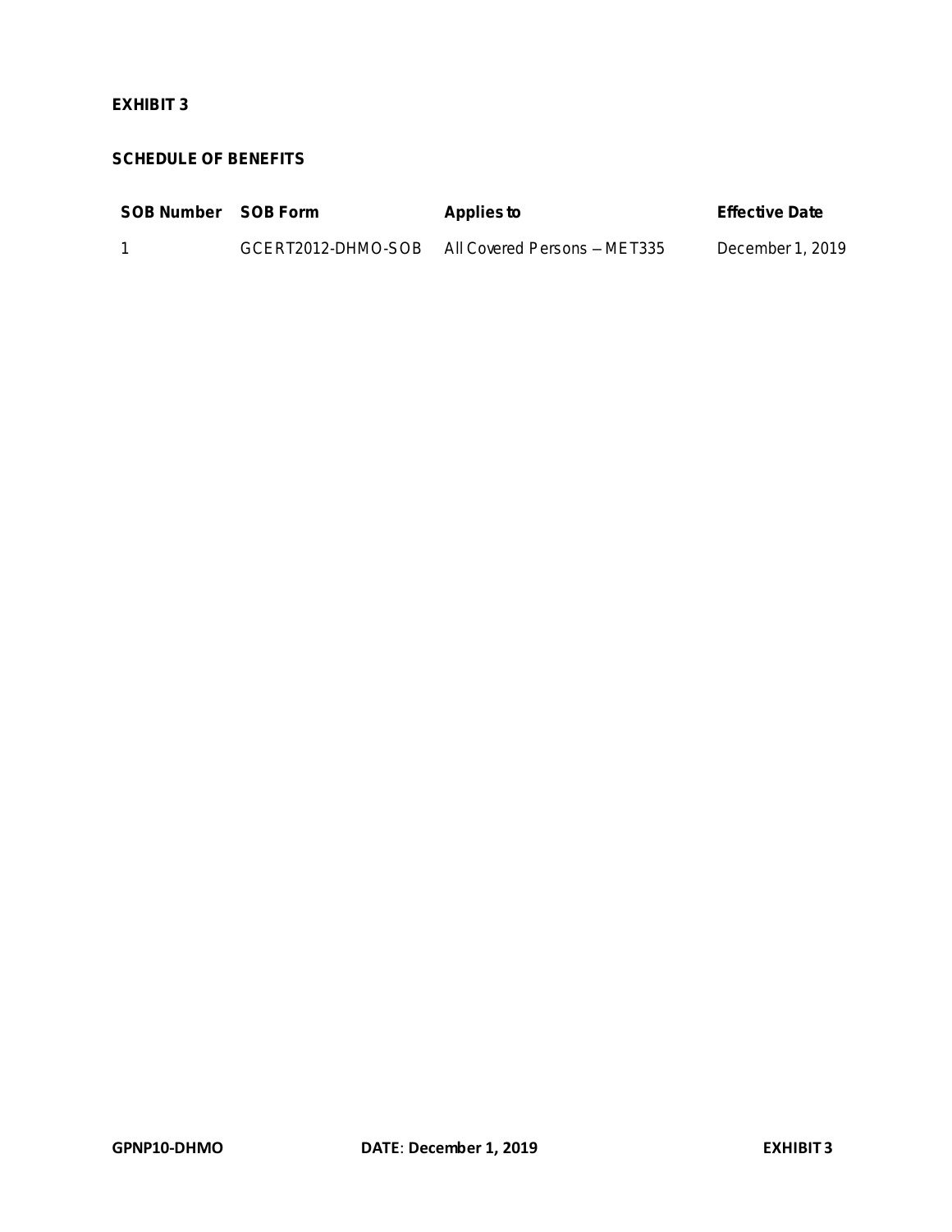**EXHIBIT 3**

**SCHEDULE OF BENEFITS**

| SOB Number | SOB Form | Applies to | Effective Date |
|---|---|---|---|
| 1 | GCERT2012-DHMO-SOB | All Covered Persons – MET335 | December 1, 2019 |